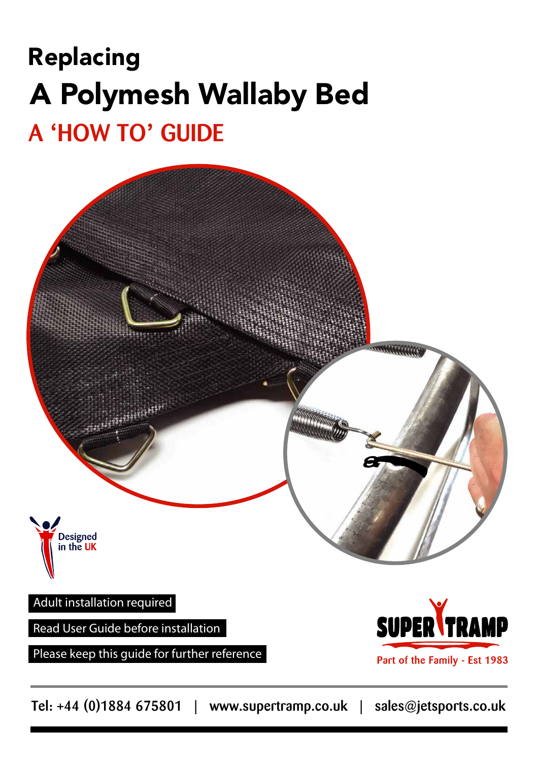# Replacing

# A Polymesh Wallaby Bed

## A 'HOW TO' GUIDE

Designed in the UK

Adult installation required

Read User Guide before installation

Please keep this guide for further reference

SUPER TRAMP

Part of the Family - Est 1983

Tel: +44 (0)1884 675801 | www.supertramp.co.uk | sales@jetsports.co.uk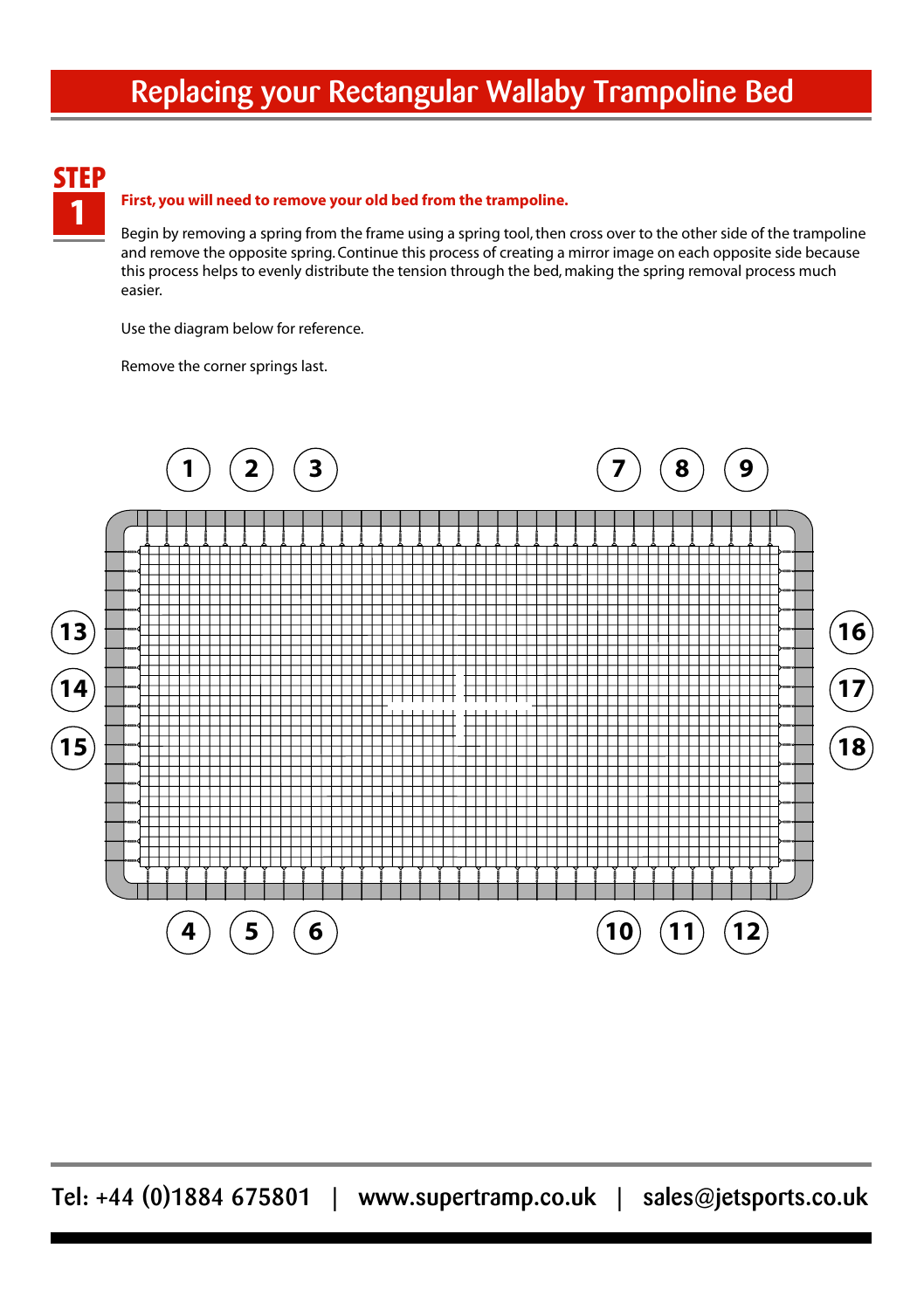# Replacing your Rectangular Wallaby Trampoline Bed

## STEP 1

**First, you will need to remove your old bed from the trampoline.**

Begin by removing a spring from the frame using a spring tool, then cross over to the other side of the trampoline and remove the opposite spring. Continue this process of creating a mirror image on each opposite side because this process helps to evenly distribute the tension through the bed, making the spring removal process much easier.

Use the diagram below for reference.

Remove the corner springs last.

1 2 3 7 8 9

13 14 15 16 17 18

4 5 6 10 11 12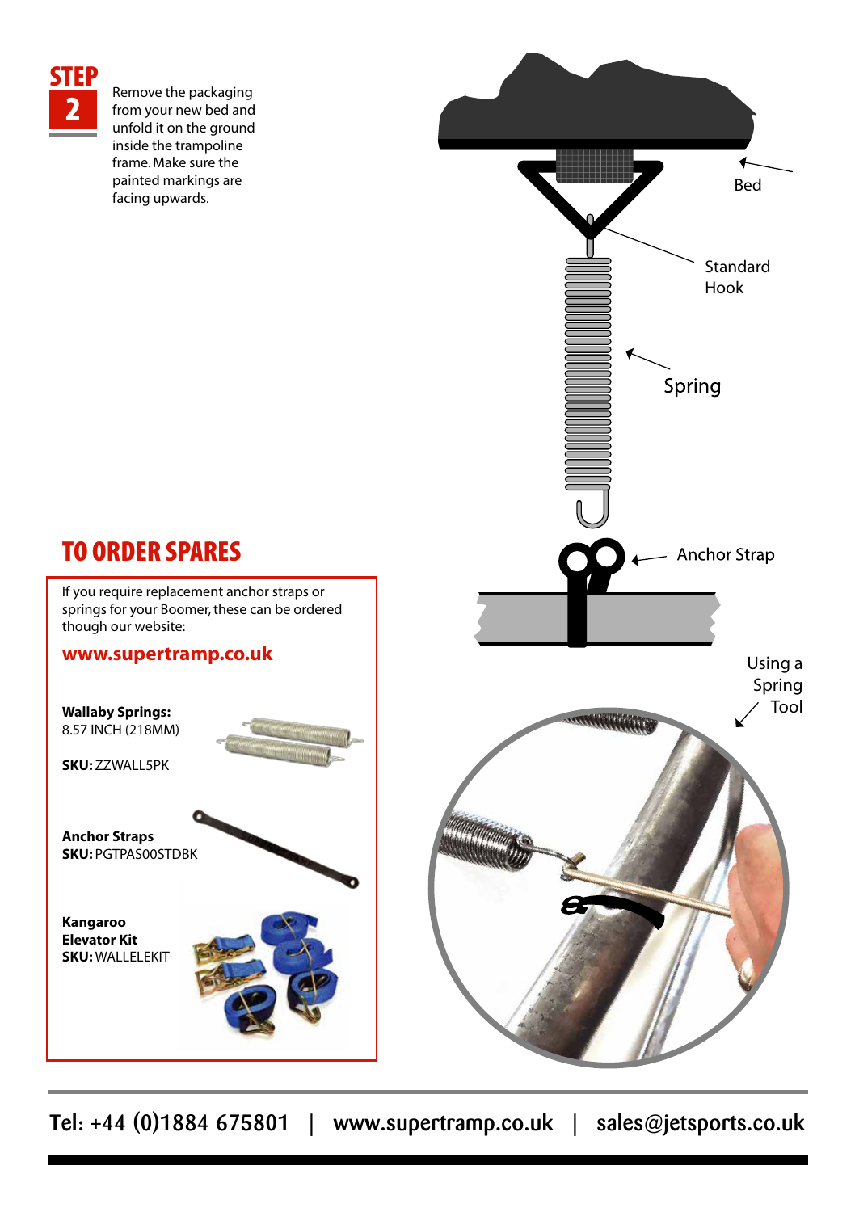## STEP 2

Remove the packaging from your new bed and unfold it on the ground inside the trampoline frame. Make sure the painted markings are facing upwards.

Bed

Standard Hook

Spring

Anchor Strap

Using a Spring Tool

## TO ORDER SPARES

If you require replacement anchor straps or springs for your Boomer, these can be ordered though our website:

**www.supertramp.co.uk**

**Wallaby Springs:**
8.57 INCH (218MM)

**SKU:** ZZWALL5PK

**Anchor Straps**
**SKU:** PGTPAS00STDBK

**Kangaroo Elevator Kit**
**SKU:** WALLELEKIT

Tel: +44 (0)1884 675801 | www.supertramp.co.uk | sales@jetsports.co.uk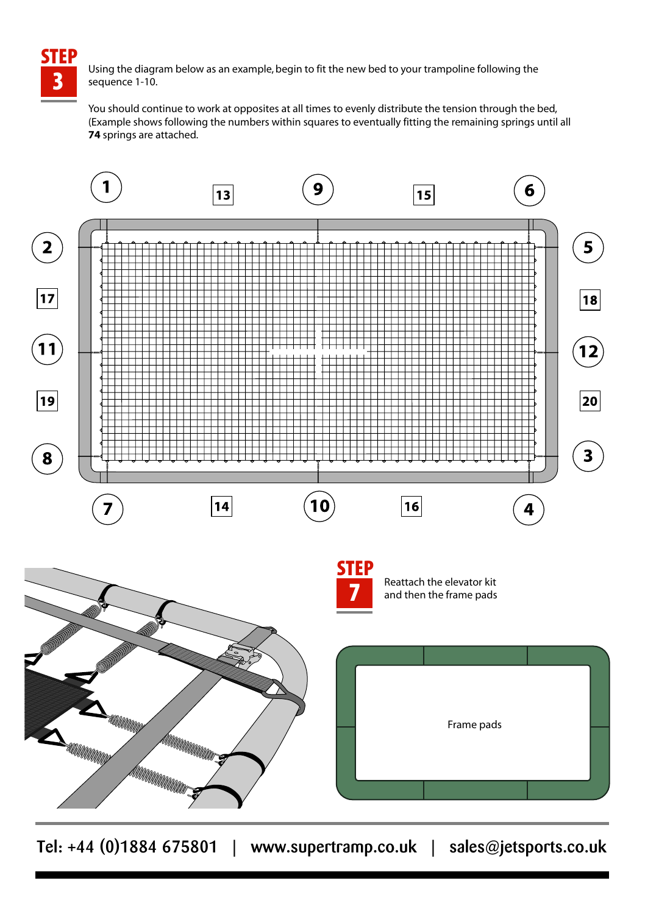## STEP 3

Using the diagram below as an example, begin to fit the new bed to your trampoline following the sequence 1-10.

You should continue to work at opposites at all times to evenly distribute the tension through the bed, (Example shows following the numbers within squares to eventually fitting the remaining springs until all **74** springs are attached.

1 13 9 15 6

2 5

17 18

11 12

19 20

8 3

7 14 10 16 4

## STEP 7

Reattach the elevator kit and then the frame pads

Frame pads

Tel: +44 (0)1884 675801 | www.supertramp.co.uk | sales@jetsports.co.uk